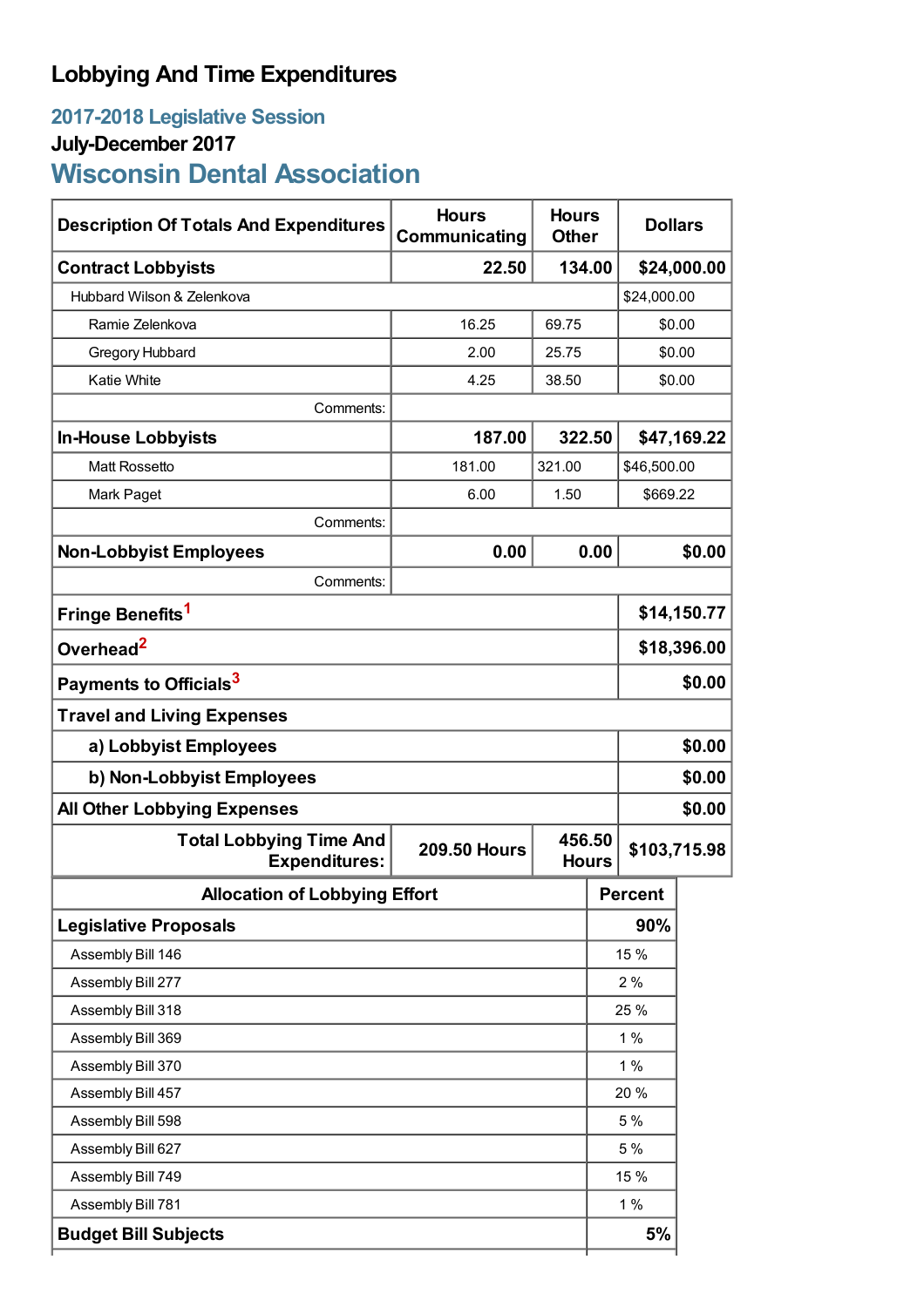# Lobbying And Time Expenditures

## 2017-2018 Legislative Session

### July-December 2017

## Wisconsin Dental Association

| Description Of Totals And Expenditures | Hours Communicating | Hours Other | Dollars |
|---|---|---|---|
| **Contract Lobbyists** | **22.50** | **134.00** | **$24,000.00** |
| Hubbard Wilson & Zelenkova | | | $24,000.00 |
| Ramie Zelenkova | 16.25 | 69.75 | $0.00 |
| Gregory Hubbard | 2.00 | 25.75 | $0.00 |
| Katie White | 4.25 | 38.50 | $0.00 |
| Comments: | | | |
| **In-House Lobbyists** | **187.00** | **322.50** | **$47,169.22** |
| Matt Rossetto | 181.00 | 321.00 | $46,500.00 |
| Mark Paget | 6.00 | 1.50 | $669.22 |
| Comments: | | | |
| **Non-Lobbyist Employees** | **0.00** | **0.00** | **$0.00** |
| Comments: | | | |
| **Fringe Benefits**[1] | | | **$14,150.77** |
| **Overhead**[2] | | | **$18,396.00** |
| **Payments to Officials**[3] | | | **$0.00** |
| **Travel and Living Expenses** | | | |
| **a) Lobbyist Employees** | | | **$0.00** |
| **b) Non-Lobbyist Employees** | | | **$0.00** |
| **All Other Lobbying Expenses** | | | **$0.00** |
| **Total Lobbying Time And Expenditures:** | **209.50 Hours** | **456.50 Hours** | **$103,715.98** |

| Allocation of Lobbying Effort | Percent |
|---|---|
| **Legislative Proposals** | **90%** |
| Assembly Bill 146 | 15 % |
| Assembly Bill 277 | 2 % |
| Assembly Bill 318 | 25 % |
| Assembly Bill 369 | 1 % |
| Assembly Bill 370 | 1 % |
| Assembly Bill 457 | 20 % |
| Assembly Bill 598 | 5 % |
| Assembly Bill 627 | 5 % |
| Assembly Bill 749 | 15 % |
| Assembly Bill 781 | 1 % |
| **Budget Bill Subjects** | **5%** |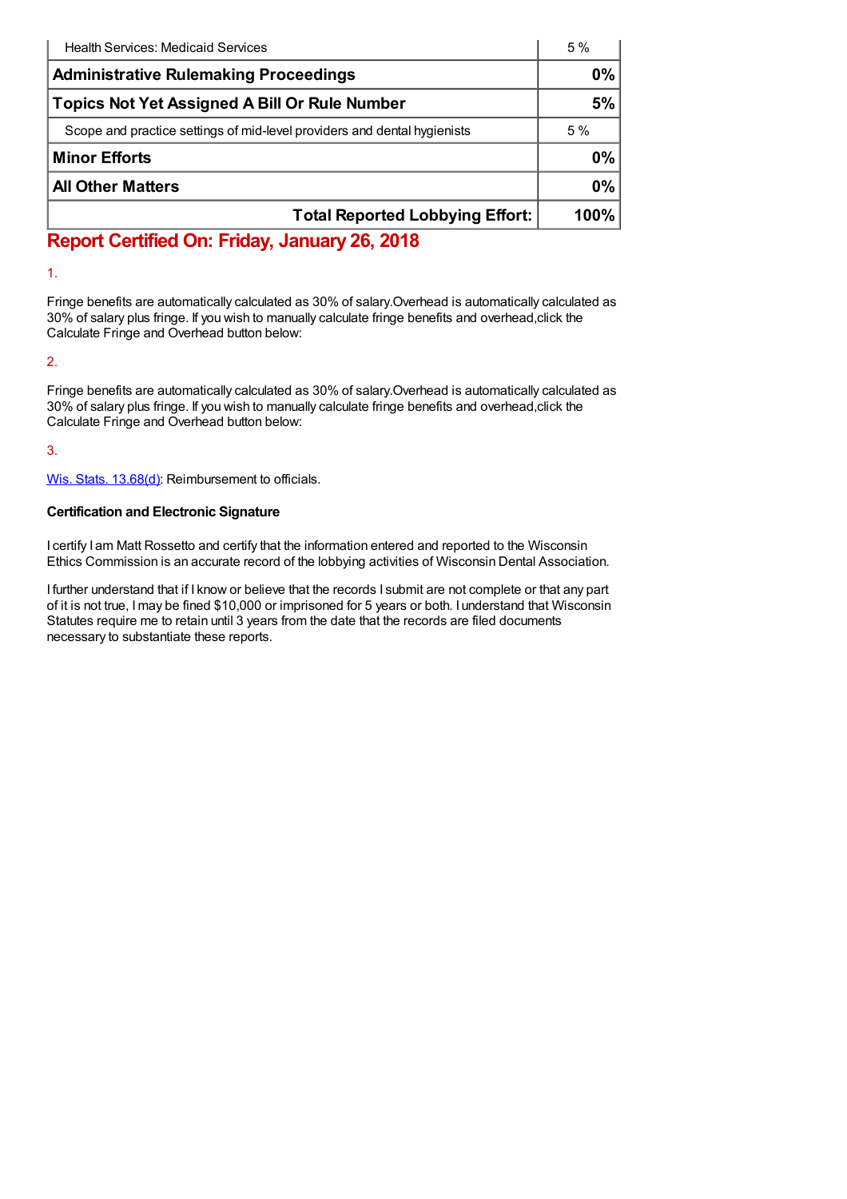| | |
|---|---|
| Health Services: Medicaid Services | 5 % |
| **Administrative Rulemaking Proceedings** | **0%** |
| **Topics Not Yet Assigned A Bill Or Rule Number** | **5%** |
| Scope and practice settings of mid-level providers and dental hygienists | 5 % |
| **Minor Efforts** | **0%** |
| **All Other Matters** | **0%** |
| **Total Reported Lobbying Effort:** | **100%** |

## Report Certified On: Friday, January 26, 2018

1.

Fringe benefits are automatically calculated as 30% of salary.Overhead is automatically calculated as 30% of salary plus fringe. If you wish to manually calculate fringe benefits and overhead,click the Calculate Fringe and Overhead button below:

2.

Fringe benefits are automatically calculated as 30% of salary.Overhead is automatically calculated as 30% of salary plus fringe. If you wish to manually calculate fringe benefits and overhead,click the Calculate Fringe and Overhead button below:

3.

Wis. Stats. 13.68(d): Reimbursement to officials.

**Certification and Electronic Signature**

I certify I am Matt Rossetto and certify that the information entered and reported to the Wisconsin Ethics Commission is an accurate record of the lobbying activities of Wisconsin Dental Association.

I further understand that if I know or believe that the records I submit are not complete or that any part of it is not true, I may be fined $10,000 or imprisoned for 5 years or both. I understand that Wisconsin Statutes require me to retain until 3 years from the date that the records are filed documents necessary to substantiate these reports.